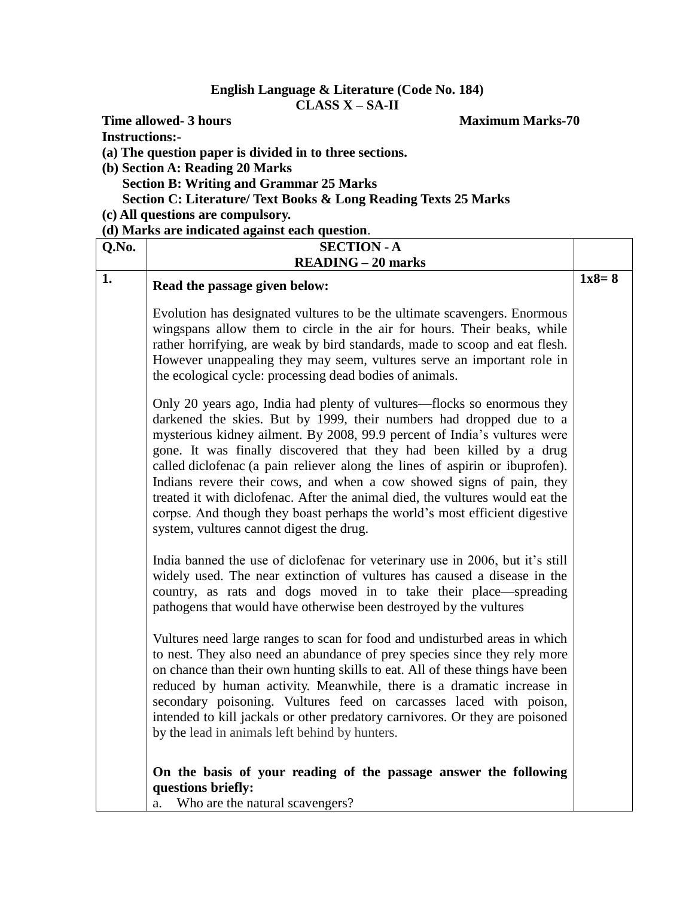**English Language & Literature (Code No. 184)**
**CLASS X – SA-II**

**Time allowed- 3 hours** **Maximum Marks-70**

**Instructions:-**

**(a) The question paper is divided in to three sections.**

**(b) Section A: Reading 20 Marks**
**Section B: Writing and Grammar 25 Marks**
**Section C: Literature/ Text Books & Long Reading Texts 25 Marks**

**(c) All questions are compulsory.**

**(d) Marks are indicated against each question**.

| Q.No. | SECTION - A<br>READING – 20 marks | |
|---|---|---|
| 1. | **Read the passage given below:**<br><br>Evolution has designated vultures to be the ultimate scavengers. Enormous wingspans allow them to circle in the air for hours. Their beaks, while rather horrifying, are weak by bird standards, made to scoop and eat flesh. However unappealing they may seem, vultures serve an important role in the ecological cycle: processing dead bodies of animals.<br><br>Only 20 years ago, India had plenty of vultures—flocks so enormous they darkened the skies. But by 1999, their numbers had dropped due to a mysterious kidney ailment. By 2008, 99.9 percent of India's vultures were gone. It was finally discovered that they had been killed by a drug called diclofenac (a pain reliever along the lines of aspirin or ibuprofen). Indians revere their cows, and when a cow showed signs of pain, they treated it with diclofenac. After the animal died, the vultures would eat the corpse. And though they boast perhaps the world's most efficient digestive system, vultures cannot digest the drug.<br><br>India banned the use of diclofenac for veterinary use in 2006, but it's still widely used. The near extinction of vultures has caused a disease in the country, as rats and dogs moved in to take their place—spreading pathogens that would have otherwise been destroyed by the vultures<br><br>Vultures need large ranges to scan for food and undisturbed areas in which to nest. They also need an abundance of prey species since they rely more on chance than their own hunting skills to eat. All of these things have been reduced by human activity. Meanwhile, there is a dramatic increase in secondary poisoning. Vultures feed on carcasses laced with poison, intended to kill jackals or other predatory carnivores. Or they are poisoned by the lead in animals left behind by hunters.<br><br>**On the basis of your reading of the passage answer the following questions briefly:**<br>a. Who are the natural scavengers? | **1x8= 8** |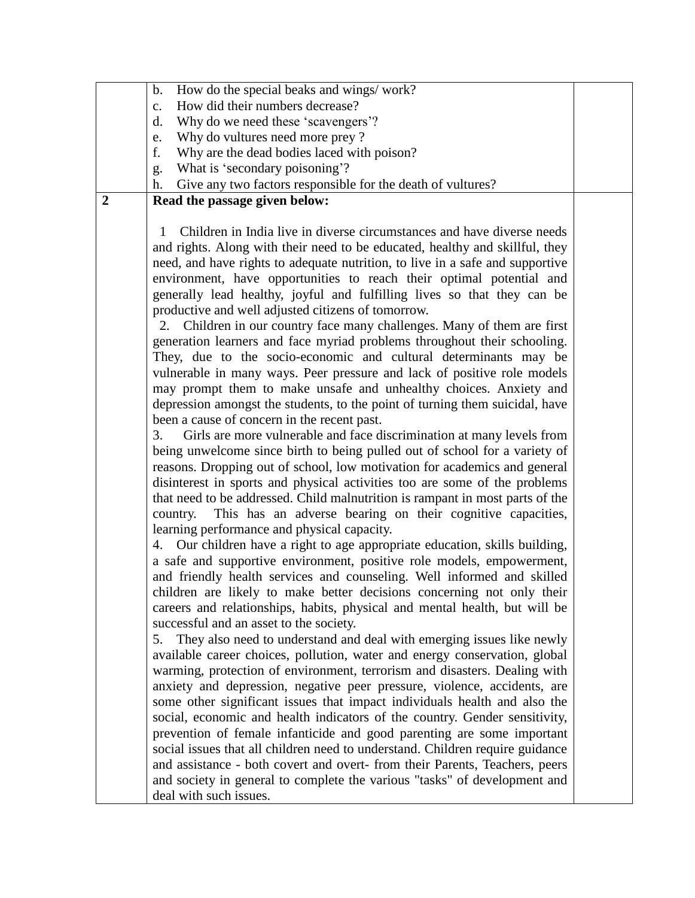| | | |
|---|---|---|
| | b. How do the special beaks and wings/ work?<br>c. How did their numbers decrease?<br>d. Why do we need these 'scavengers'?<br>e. Why do vultures need more prey ?<br>f. Why are the dead bodies laced with poison?<br>g. What is 'secondary poisoning'?<br>h. Give any two factors responsible for the death of vultures? | |
| **2** | **Read the passage given below:**<br><br>1 Children in India live in diverse circumstances and have diverse needs and rights. Along with their need to be educated, healthy and skillful, they need, and have rights to adequate nutrition, to live in a safe and supportive environment, have opportunities to reach their optimal potential and generally lead healthy, joyful and fulfilling lives so that they can be productive and well adjusted citizens of tomorrow.<br>2. Children in our country face many challenges. Many of them are first generation learners and face myriad problems throughout their schooling. They, due to the socio-economic and cultural determinants may be vulnerable in many ways. Peer pressure and lack of positive role models may prompt them to make unsafe and unhealthy choices. Anxiety and depression amongst the students, to the point of turning them suicidal, have been a cause of concern in the recent past.<br>3. Girls are more vulnerable and face discrimination at many levels from being unwelcome since birth to being pulled out of school for a variety of reasons. Dropping out of school, low motivation for academics and general disinterest in sports and physical activities too are some of the problems that need to be addressed. Child malnutrition is rampant in most parts of the country. This has an adverse bearing on their cognitive capacities, learning performance and physical capacity.<br>4. Our children have a right to age appropriate education, skills building, a safe and supportive environment, positive role models, empowerment, and friendly health services and counseling. Well informed and skilled children are likely to make better decisions concerning not only their careers and relationships, habits, physical and mental health, but will be successful and an asset to the society.<br>5. They also need to understand and deal with emerging issues like newly available career choices, pollution, water and energy conservation, global warming, protection of environment, terrorism and disasters. Dealing with anxiety and depression, negative peer pressure, violence, accidents, are some other significant issues that impact individuals health and also the social, economic and health indicators of the country. Gender sensitivity, prevention of female infanticide and good parenting are some important social issues that all children need to understand. Children require guidance and assistance - both covert and overt- from their Parents, Teachers, peers and society in general to complete the various "tasks" of development and deal with such issues. | |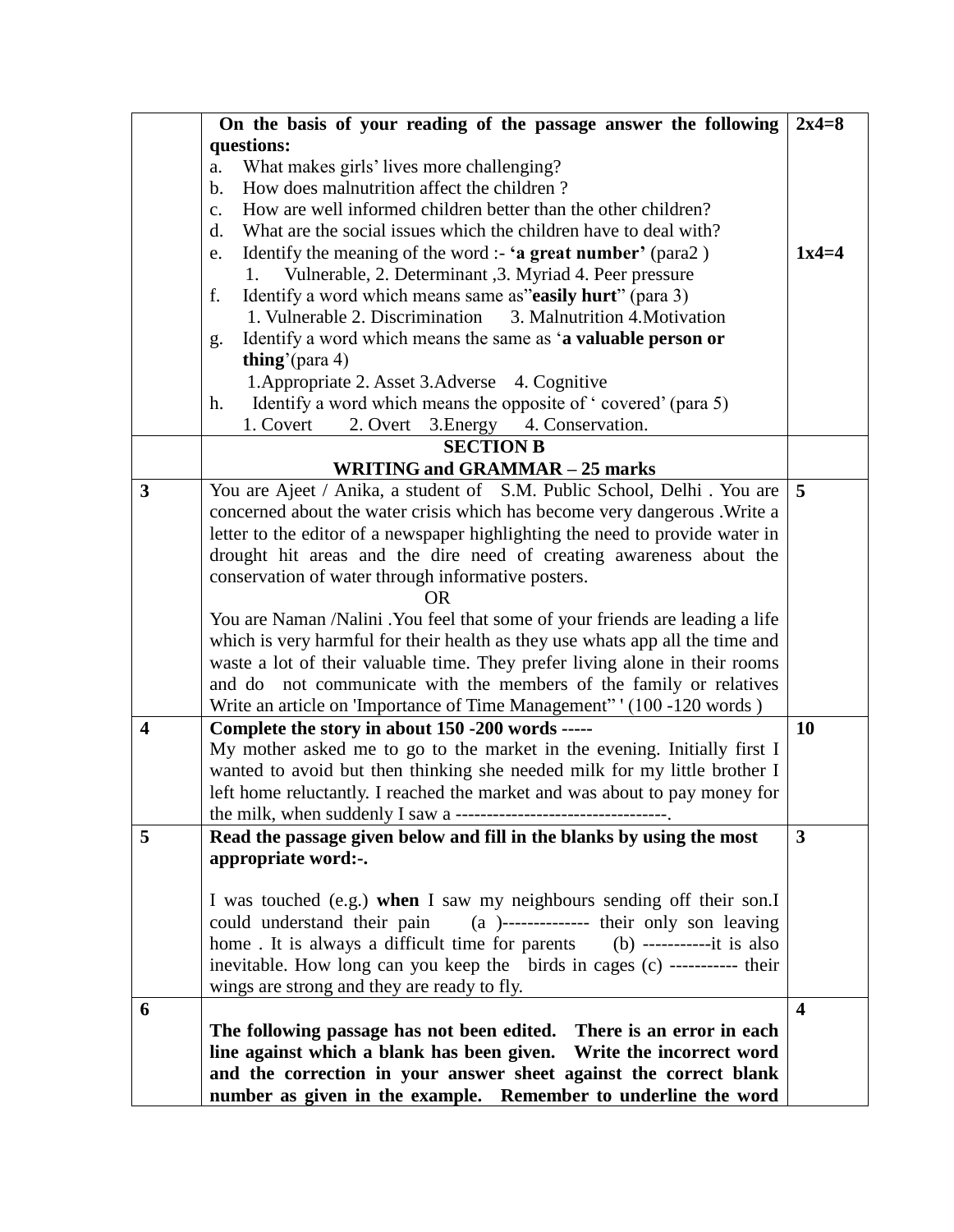| | | |
|---|---|---|
| | **On the basis of your reading of the passage answer the following questions:**<br>a. What makes girls' lives more challenging?<br>b. How does malnutrition affect the children ?<br>c. How are well informed children better than the other children?<br>d. What are the social issues which the children have to deal with?<br>e. Identify the meaning of the word :- **'a great number'** (para2 )<br>1. Vulnerable, 2. Determinant ,3. Myriad 4. Peer pressure<br>f. Identify a word which means same as"**easily hurt**" (para 3)<br>1. Vulnerable 2. Discrimination 3. Malnutrition 4.Motivation<br>g. Identify a word which means the same as '**a valuable person or thing**'(para 4)<br>1.Appropriate 2. Asset 3.Adverse 4. Cognitive<br>h. Identify a word which means the opposite of ' covered' (para 5)<br>1. Covert 2. Overt 3.Energy 4. Conservation. | **2x4=8**<br><br><br><br><br>**1x4=4** |
| | **SECTION B**<br>**WRITING and GRAMMAR – 25 marks** | |
| **3** | You are Ajeet / Anika, a student of S.M. Public School, Delhi . You are concerned about the water crisis which has become very dangerous .Write a letter to the editor of a newspaper highlighting the need to provide water in drought hit areas and the dire need of creating awareness about the conservation of water through informative posters.<br>OR<br>You are Naman /Nalini .You feel that some of your friends are leading a life which is very harmful for their health as they use whats app all the time and waste a lot of their valuable time. They prefer living alone in their rooms and do not communicate with the members of the family or relatives Write an article on 'Importance of Time Management" ' (100 -120 words ) | **5** |
| **4** | **Complete the story in about 150 -200 words -----**<br>My mother asked me to go to the market in the evening. Initially first I wanted to avoid but then thinking she needed milk for my little brother I left home reluctantly. I reached the market and was about to pay money for the milk, when suddenly I saw a ----------------------------------. | **10** |
| **5** | **Read the passage given below and fill in the blanks by using the most appropriate word:-.**<br><br>I was touched (e.g.) **when** I saw my neighbours sending off their son.I could understand their pain (a )-------------- their only son leaving home . It is always a difficult time for parents (b) -----------it is also inevitable. How long can you keep the birds in cages (c) ----------- their wings are strong and they are ready to fly. | **3** |
| **6** | **The following passage has not been edited. There is an error in each line against which a blank has been given. Write the incorrect word and the correction in your answer sheet against the correct blank number as given in the example. Remember to underline the word** | **4** |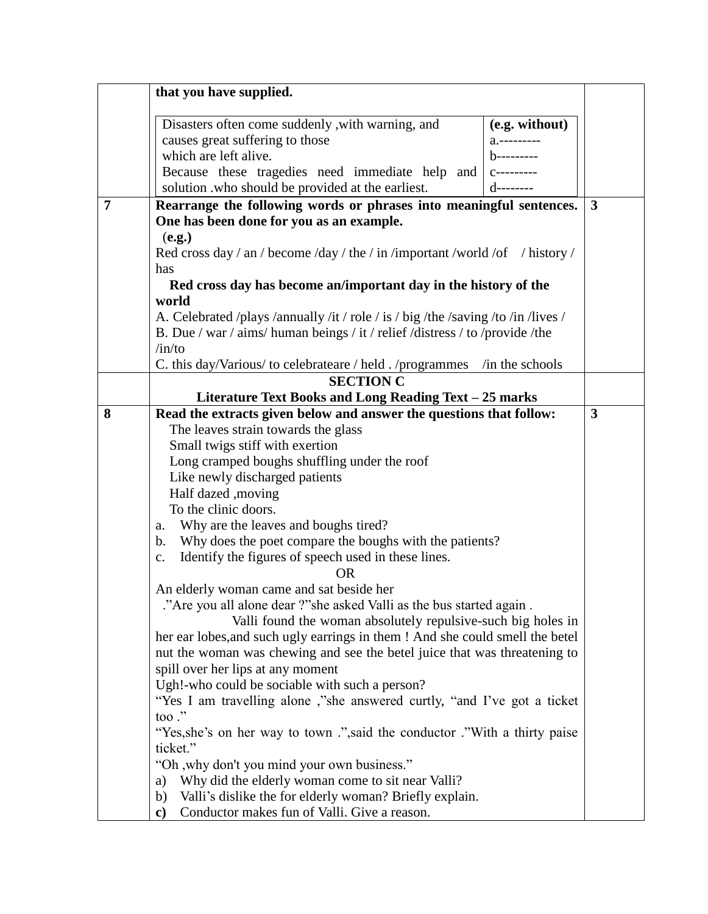| | | |
|---|---|---|
| | **that you have supplied.**<br><br>Disasters often come suddenly ,with warning, and causes great suffering to those which are left alive. Because these tragedies need immediate help and solution .who should be provided at the earliest. — **(e.g. without)** a.--------- b--------- c--------- d-------- | |
| **7** | **Rearrange the following words or phrases into meaningful sentences. One has been done for you as an example.**<br>**(e.g.)**<br>Red cross day / an / become /day / the / in /important /world /of / history / has<br>**Red cross day has become an/important day in the history of the world**<br>A. Celebrated /plays /annually /it / role / is / big /the /saving /to /in /lives /<br>B. Due / war / aims/ human beings / it / relief /distress / to /provide /the /in/to<br>C. this day/Various/ to celebrateare / held . /programmes /in the schools | **3** |
| | **SECTION C**<br>**Literature Text Books and Long Reading Text – 25 marks** | |
| **8** | **Read the extracts given below and answer the questions that follow:**<br>The leaves strain towards the glass<br>Small twigs stiff with exertion<br>Long cramped boughs shuffling under the roof<br>Like newly discharged patients<br>Half dazed ,moving<br>To the clinic doors.<br>a. Why are the leaves and boughs tired?<br>b. Why does the poet compare the boughs with the patients?<br>c. Identify the figures of speech used in these lines.<br>OR<br>An elderly woman came and sat beside her<br>."Are you all alone dear ?"she asked Valli as the bus started again .<br>Valli found the woman absolutely repulsive-such big holes in her ear lobes,and such ugly earrings in them ! And she could smell the betel nut the woman was chewing and see the betel juice that was threatening to spill over her lips at any moment<br>Ugh!-who could be sociable with such a person?<br>"Yes I am travelling alone ,"she answered curtly, "and I've got a ticket too ."<br>"Yes,she's on her way to town .",said the conductor ."With a thirty paise ticket."<br>"Oh ,why don't you mind your own business."<br>a) Why did the elderly woman come to sit near Valli?<br>b) Valli's dislike the for elderly woman? Briefly explain.<br>**c)** Conductor makes fun of Valli. Give a reason. | **3** |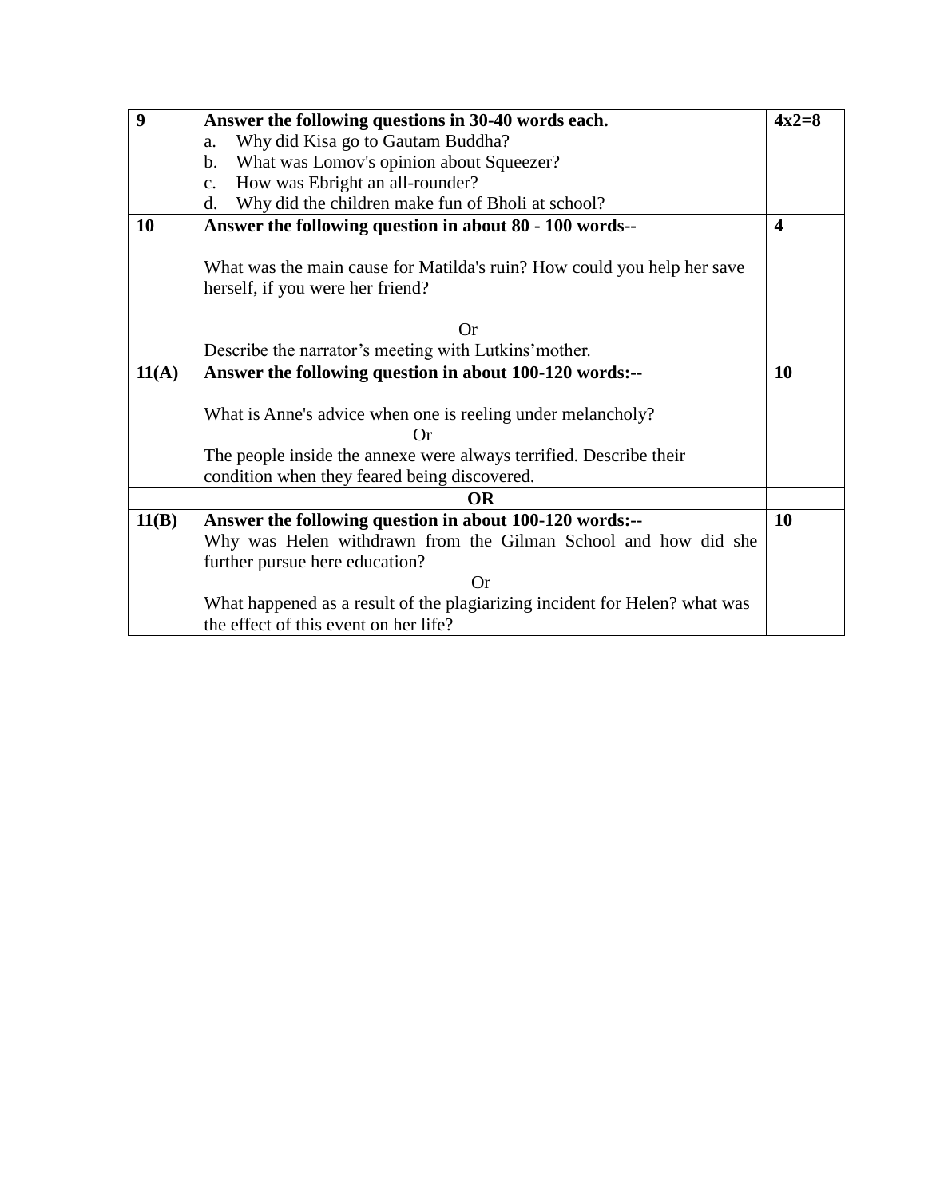| | | |
|---|---|---|
| **9** | **Answer the following questions in 30-40 words each.**<br>a. Why did Kisa go to Gautam Buddha?<br>b. What was Lomov's opinion about Squeezer?<br>c. How was Ebright an all-rounder?<br>d. Why did the children make fun of Bholi at school? | **4x2=8** |
| **10** | **Answer the following question in about 80 - 100 words--**<br><br>What was the main cause for Matilda's ruin? How could you help her save herself, if you were her friend?<br><br>Or<br>Describe the narrator's meeting with Lutkins'mother. | **4** |
| **11(A)** | **Answer the following question in about 100-120 words:--**<br><br>What is Anne's advice when one is reeling under melancholy?<br>Or<br>The people inside the annexe were always terrified. Describe their condition when they feared being discovered. | **10** |
| | **OR** | |
| **11(B)** | **Answer the following question in about 100-120 words:--**<br>Why was Helen withdrawn from the Gilman School and how did she further pursue here education?<br>Or<br>What happened as a result of the plagiarizing incident for Helen? what was the effect of this event on her life? | **10** |